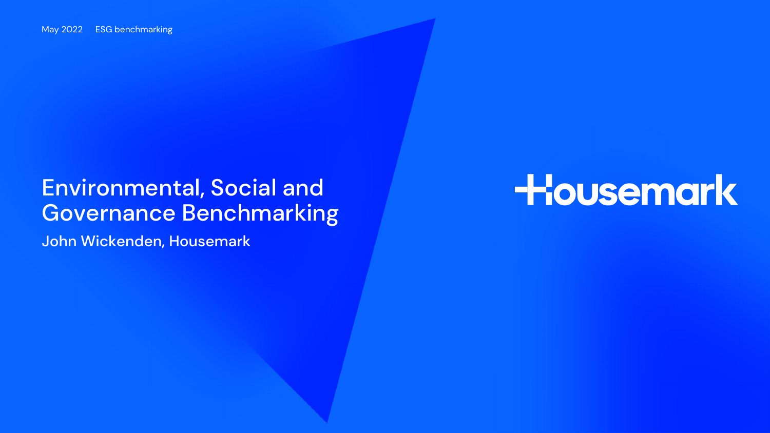May 2022 ESG benchmarking

# Environmental, Social and Governance Benchmarking

John Wickenden, Housemark

Housemark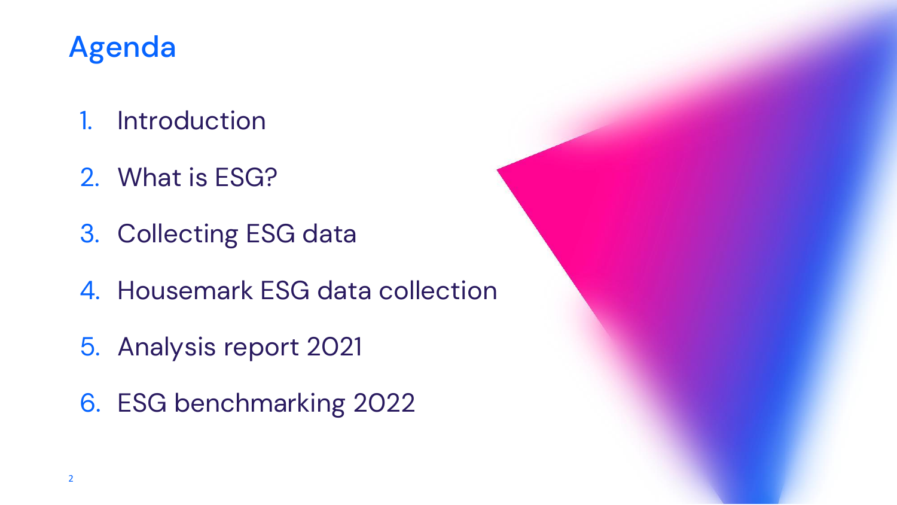# Agenda

1. Introduction
2. What is ESG?
3. Collecting ESG data
4. Housemark ESG data collection
5. Analysis report 2021
6. ESG benchmarking 2022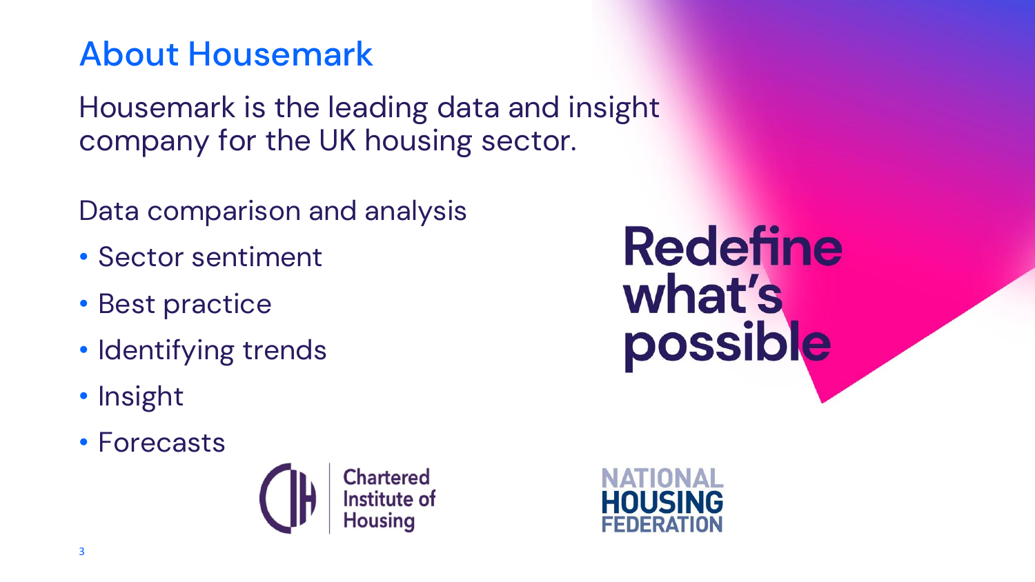# About Housemark

Housemark is the leading data and insight company for the UK housing sector.

Data comparison and analysis

- Sector sentiment
- Best practice
- Identifying trends
- Insight
- Forecasts

Redefine what's possible

Chartered Institute of Housing

NATIONAL HOUSING FEDERATION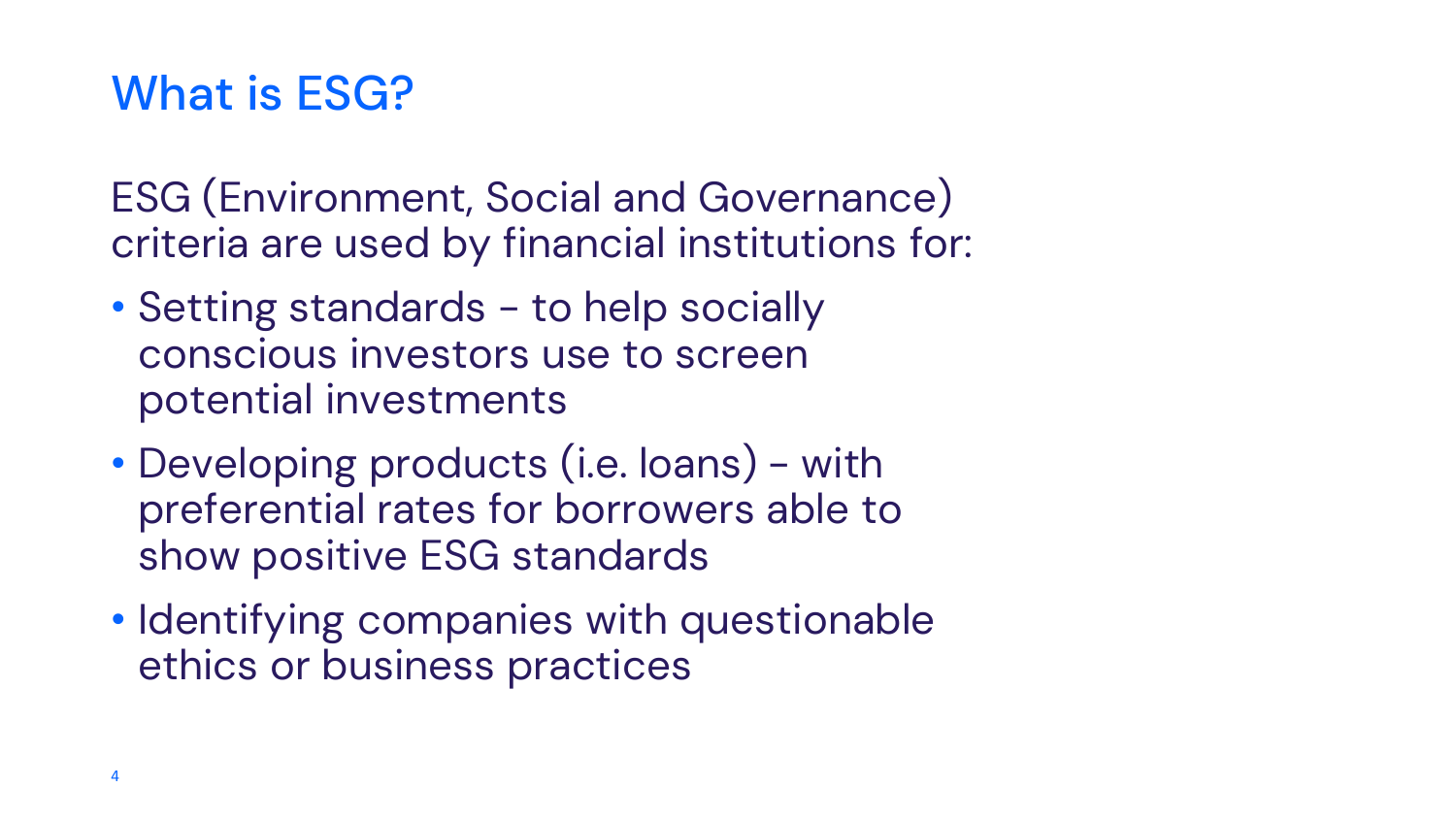# What is ESG?

ESG (Environment, Social and Governance) criteria are used by financial institutions for:

- Setting standards - to help socially conscious investors use to screen potential investments
- Developing products (i.e. loans) - with preferential rates for borrowers able to show positive ESG standards
- Identifying companies with questionable ethics or business practices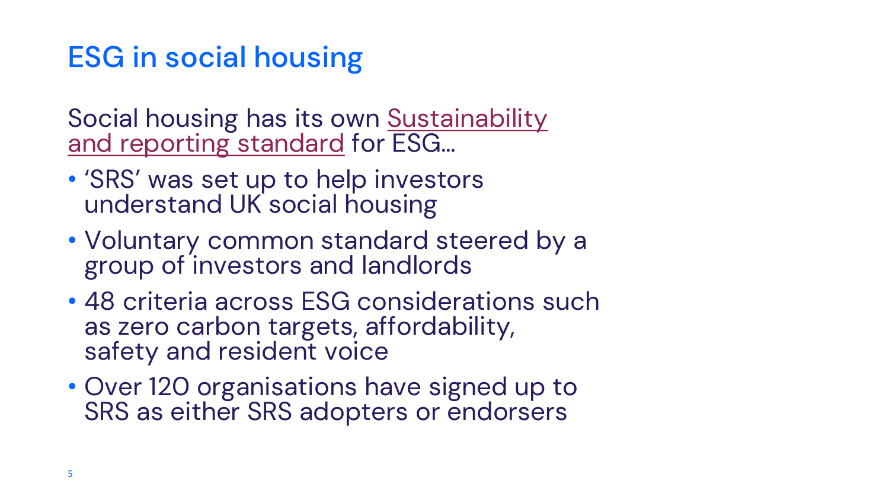# ESG in social housing

Social housing has its own Sustainability and reporting standard for ESG…

- 'SRS' was set up to help investors understand UK social housing
- Voluntary common standard steered by a group of investors and landlords
- 48 criteria across ESG considerations such as zero carbon targets, affordability, safety and resident voice
- Over 120 organisations have signed up to SRS as either SRS adopters or endorsers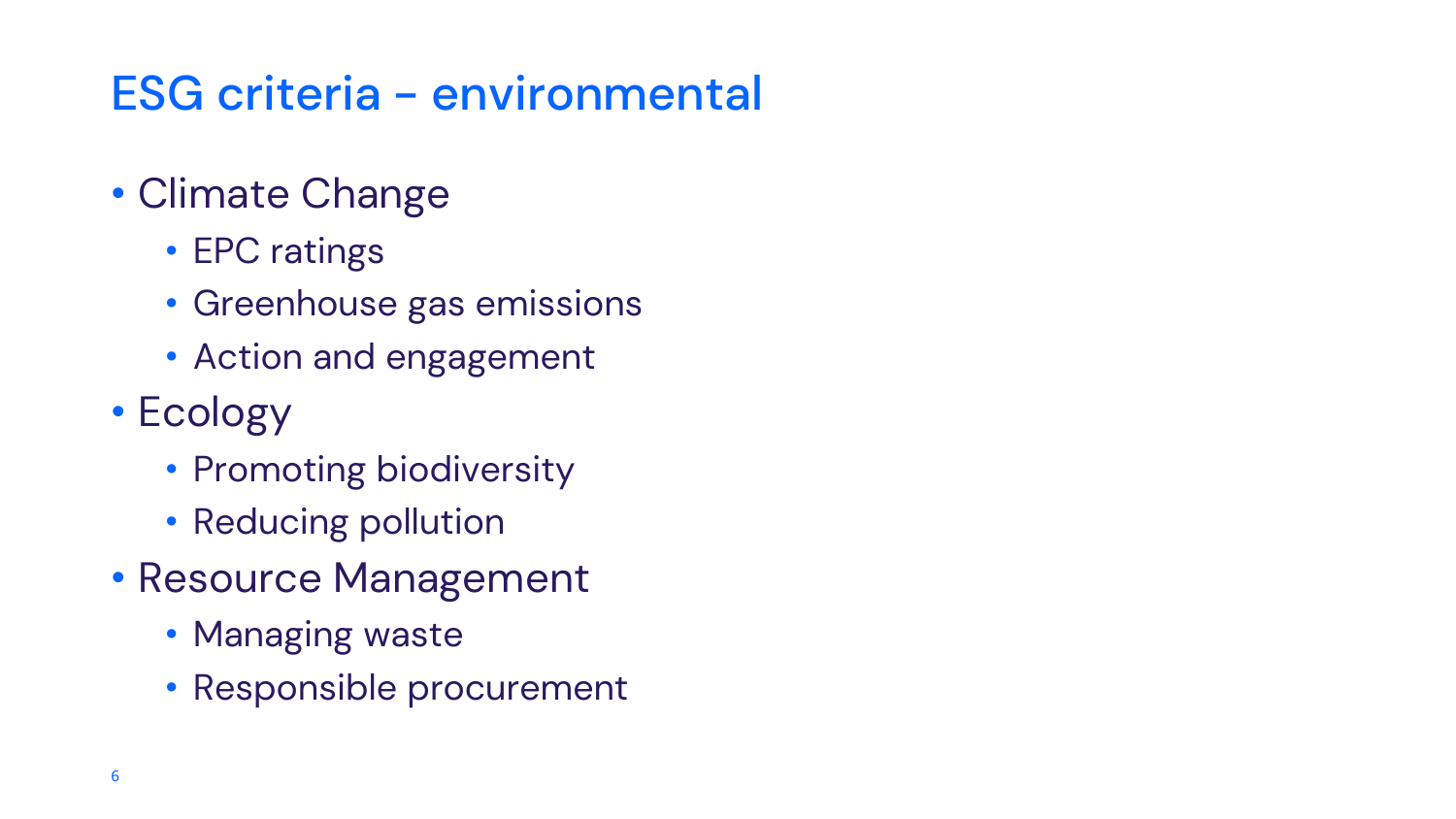# ESG criteria - environmental

- Climate Change
  - EPC ratings
  - Greenhouse gas emissions
  - Action and engagement
- Ecology
  - Promoting biodiversity
  - Reducing pollution
- Resource Management
  - Managing waste
  - Responsible procurement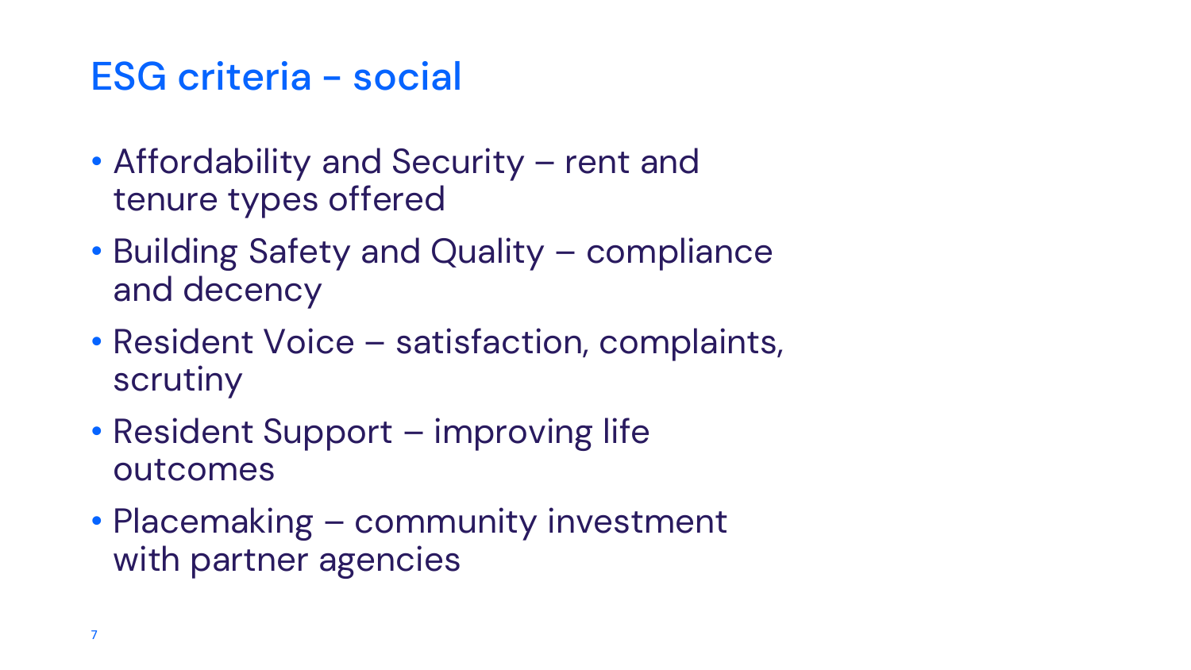# ESG criteria - social

- Affordability and Security – rent and tenure types offered
- Building Safety and Quality – compliance and decency
- Resident Voice – satisfaction, complaints, scrutiny
- Resident Support – improving life outcomes
- Placemaking – community investment with partner agencies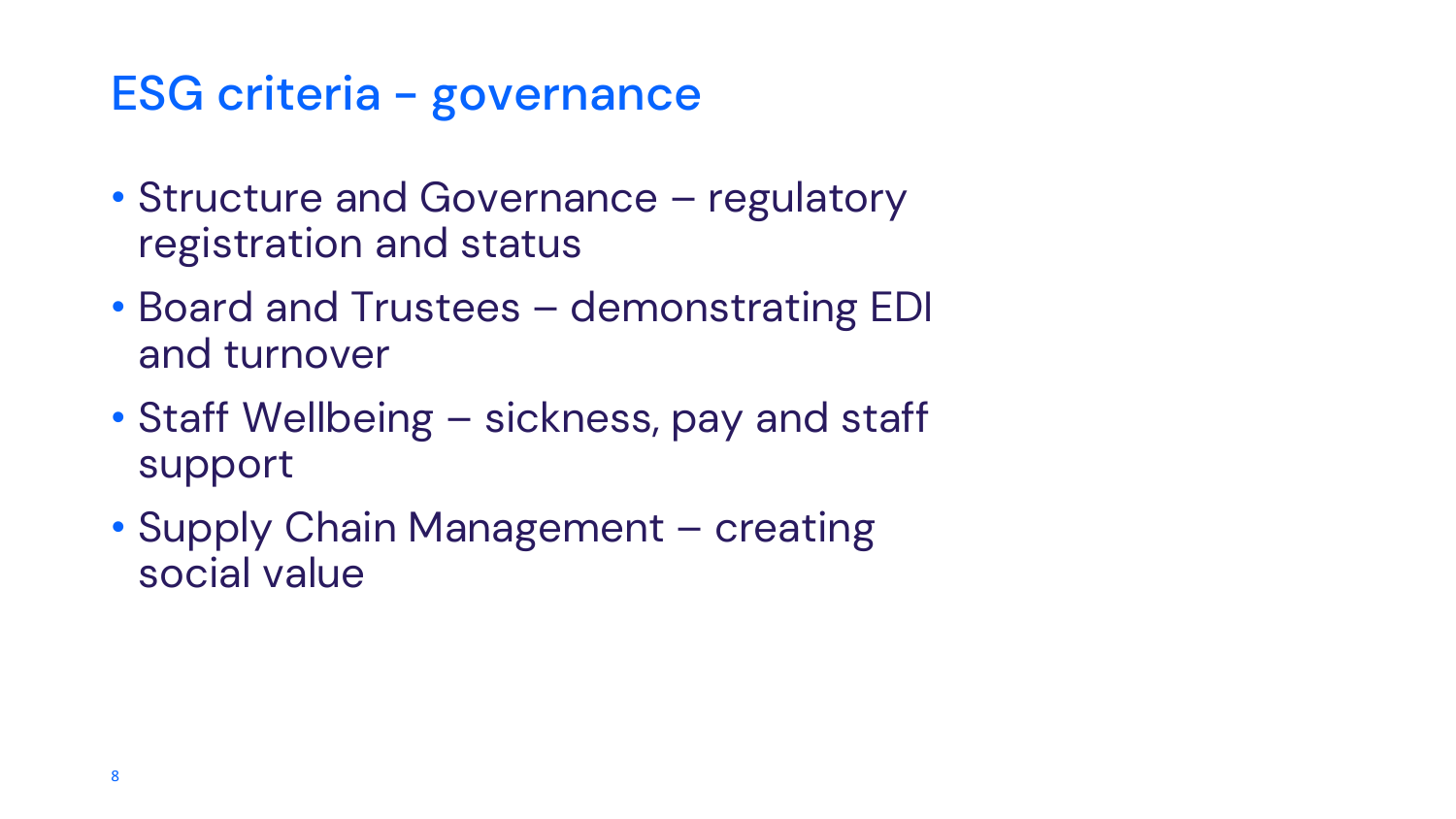# ESG criteria - governance

- Structure and Governance – regulatory registration and status
- Board and Trustees – demonstrating EDI and turnover
- Staff Wellbeing – sickness, pay and staff support
- Supply Chain Management – creating social value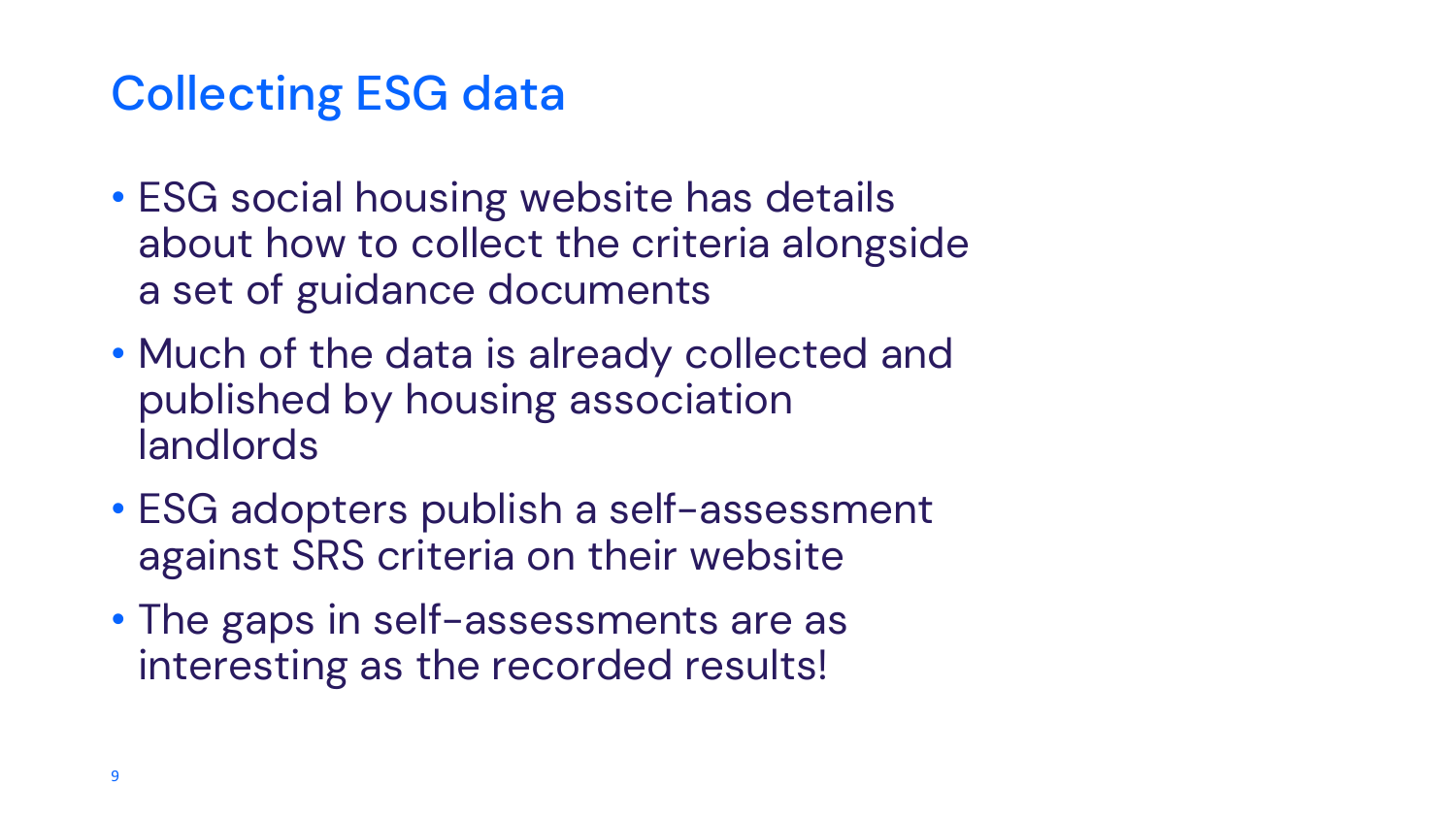# Collecting ESG data

- ESG social housing website has details about how to collect the criteria alongside a set of guidance documents
- Much of the data is already collected and published by housing association landlords
- ESG adopters publish a self-assessment against SRS criteria on their website
- The gaps in self-assessments are as interesting as the recorded results!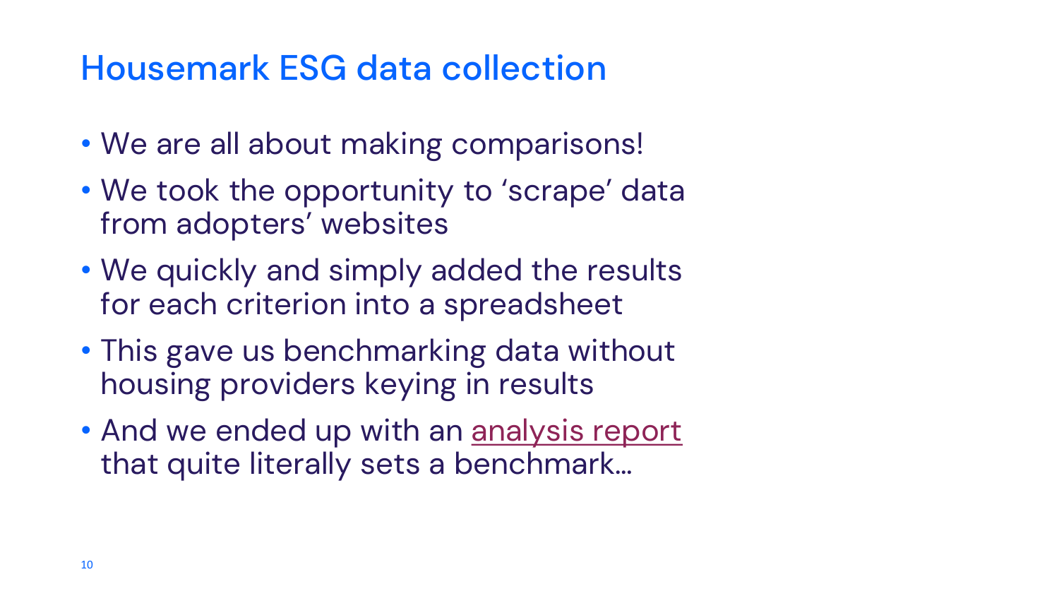# Housemark ESG data collection

- We are all about making comparisons!
- We took the opportunity to 'scrape' data from adopters' websites
- We quickly and simply added the results for each criterion into a spreadsheet
- This gave us benchmarking data without housing providers keying in results
- And we ended up with an analysis report that quite literally sets a benchmark…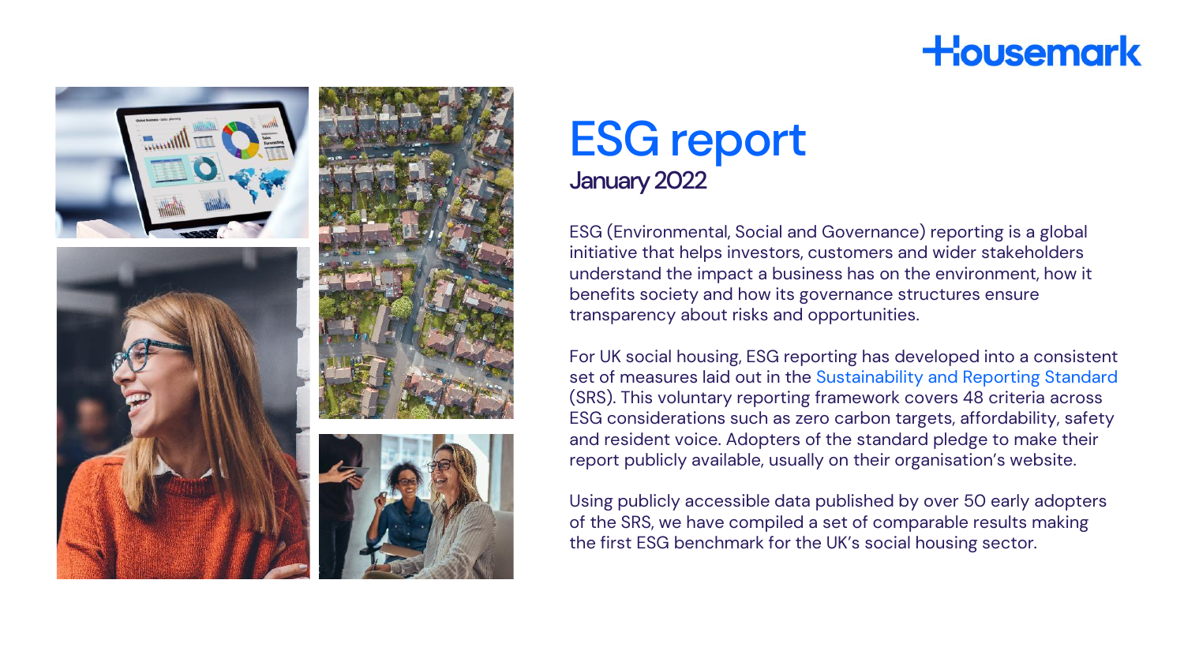Housemark

# ESG report

## January 2022

ESG (Environmental, Social and Governance) reporting is a global initiative that helps investors, customers and wider stakeholders understand the impact a business has on the environment, how it benefits society and how its governance structures ensure transparency about risks and opportunities.

For UK social housing, ESG reporting has developed into a consistent set of measures laid out in the Sustainability and Reporting Standard (SRS). This voluntary reporting framework covers 48 criteria across ESG considerations such as zero carbon targets, affordability, safety and resident voice. Adopters of the standard pledge to make their report publicly available, usually on their organisation's website.

Using publicly accessible data published by over 50 early adopters of the SRS, we have compiled a set of comparable results making the first ESG benchmark for the UK's social housing sector.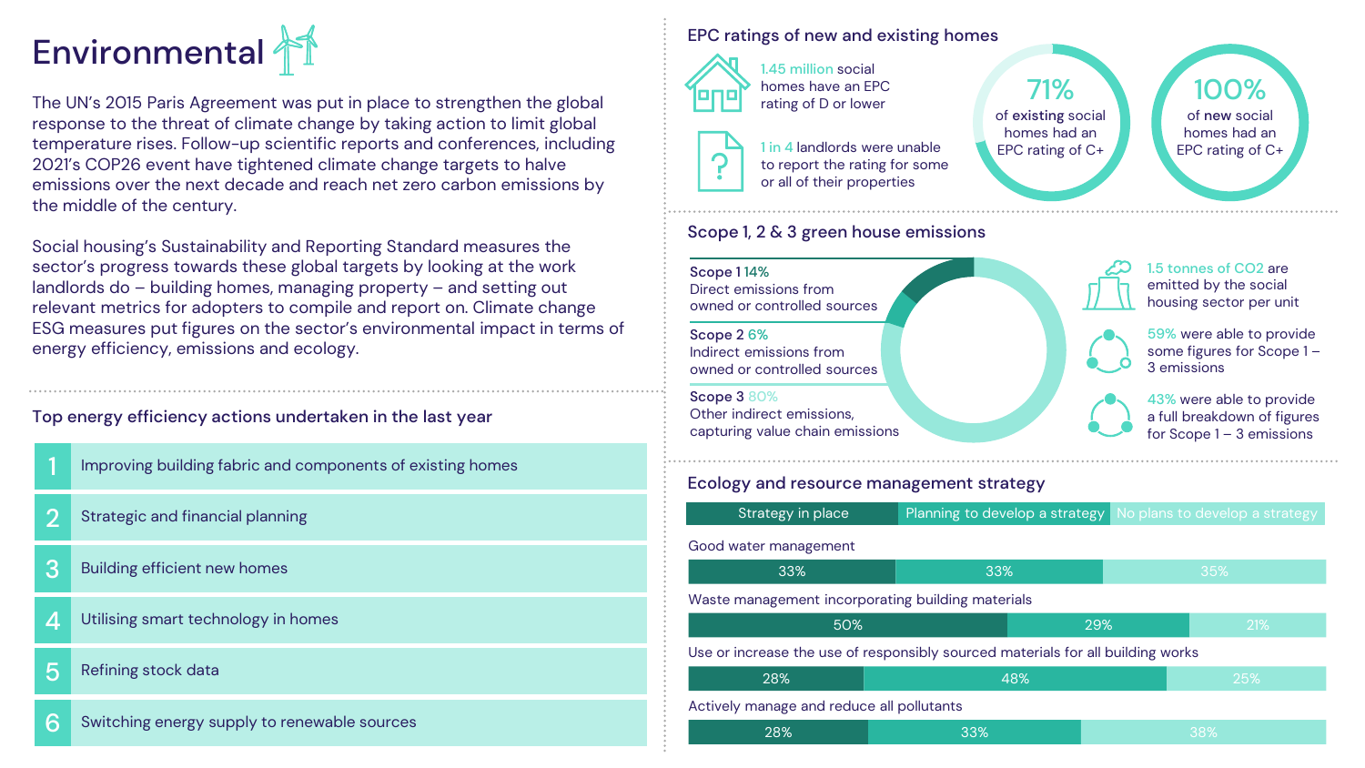# Environmental

The UN's 2015 Paris Agreement was put in place to strengthen the global response to the threat of climate change by taking action to limit global temperature rises. Follow-up scientific reports and conferences, including 2021's COP26 event have tightened climate change targets to halve emissions over the next decade and reach net zero carbon emissions by the middle of the century.

Social housing's Sustainability and Reporting Standard measures the sector's progress towards these global targets by looking at the work landlords do – building homes, managing property – and setting out relevant metrics for adopters to compile and report on. Climate change ESG measures put figures on the sector's environmental impact in terms of energy efficiency, emissions and ecology.

## Top energy efficiency actions undertaken in the last year

1. Improving building fabric and components of existing homes
2. Strategic and financial planning
3. Building efficient new homes
4. Utilising smart technology in homes
5. Refining stock data
6. Switching energy supply to renewable sources

## EPC ratings of new and existing homes

**1.45 million** social homes have an EPC rating of D or lower

**1 in 4** landlords were unable to report the rating for some or all of their properties

**71%** of existing social homes had an EPC rating of C+

**100%** of new social homes had an EPC rating of C+

## Scope 1, 2 & 3 green house emissions

**Scope 1** 14%
Direct emissions from owned or controlled sources

**Scope 2** 6%
Indirect emissions from owned or controlled sources

**Scope 3** 80%
Other indirect emissions, capturing value chain emissions

**1.5 tonnes of $CO_2$** are emitted by the social housing sector per unit

**59%** were able to provide some figures for Scope 1 – 3 emissions

**43%** were able to provide a full breakdown of figures for Scope 1 – 3 emissions

## Ecology and resource management strategy

| | Strategy in place | Planning to develop a strategy | No plans to develop a strategy |
|---|---|---|---|
| Good water management | 33% | 33% | 35% |
| Waste management incorporating building materials | 50% | 29% | 21% |
| Use or increase the use of responsibly sourced materials for all building works | 28% | 48% | 25% |
| Actively manage and reduce all pollutants | 28% | 33% | 38% |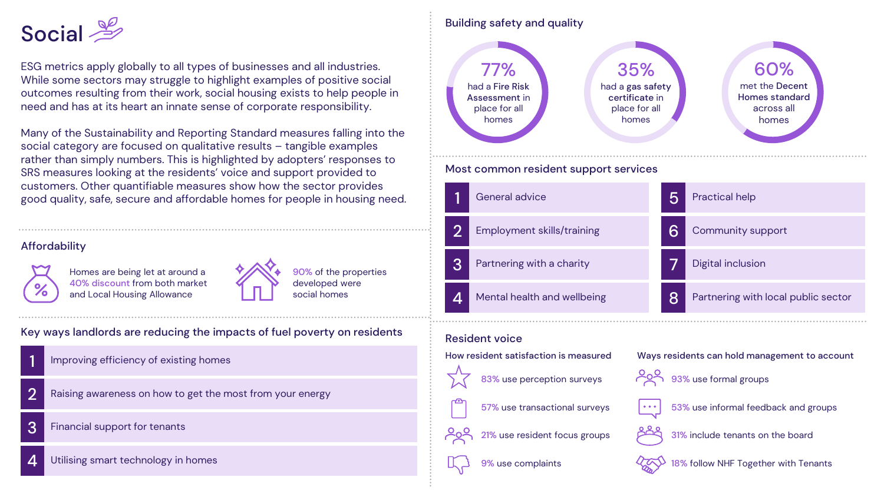# Social

ESG metrics apply globally to all types of businesses and all industries. While some sectors may struggle to highlight examples of positive social outcomes resulting from their work, social housing exists to help people in need and has at its heart an innate sense of corporate responsibility.

Many of the Sustainability and Reporting Standard measures falling into the social category are focused on qualitative results – tangible examples rather than simply numbers. This is highlighted by adopters' responses to SRS measures looking at the residents' voice and support provided to customers. Other quantifiable measures show how the sector provides good quality, safe, secure and affordable homes for people in housing need.

## Affordability

Homes are being let at around a 40% discount from both market and Local Housing Allowance

90% of the properties developed were social homes

## Key ways landlords are reducing the impacts of fuel poverty on residents

1. Improving efficiency of existing homes
2. Raising awareness on how to get the most from your energy
3. Financial support for tenants
4. Utilising smart technology in homes

## Building safety and quality

- **77%** had a **Fire Risk Assessment** in place for all homes
- **35%** had a **gas safety certificate** in place for all homes
- **60%** met the **Decent Homes standard** across all homes

## Most common resident support services

1. General advice
2. Employment skills/training
3. Partnering with a charity
4. Mental health and wellbeing
5. Practical help
6. Community support
7. Digital inclusion
8. Partnering with local public sector

## Resident voice

### How resident satisfaction is measured

- 83% use perception surveys
- 57% use transactional surveys
- 21% use resident focus groups
- 9% use complaints

### Ways residents can hold management to account

- 93% use formal groups
- 53% use informal feedback and groups
- 31% include tenants on the board
- 18% follow NHF Together with Tenants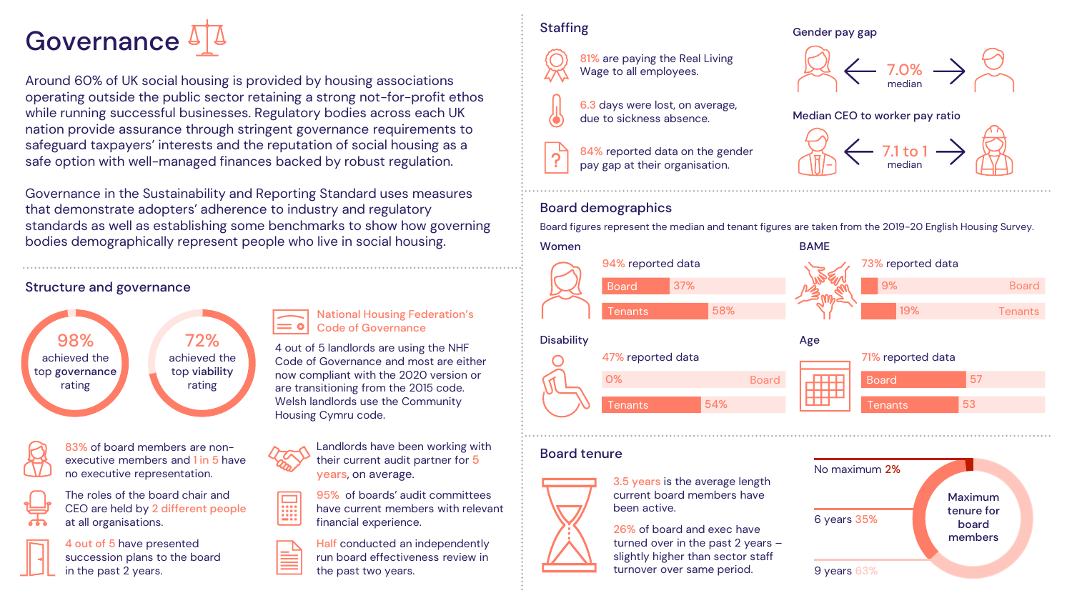# Governance

Around 60% of UK social housing is provided by housing associations operating outside the public sector retaining a strong not-for-profit ethos while running successful businesses. Regulatory bodies across each UK nation provide assurance through stringent governance requirements to safeguard taxpayers' interests and the reputation of social housing as a safe option with well-managed finances backed by robust regulation.

Governance in the Sustainability and Reporting Standard uses measures that demonstrate adopters' adherence to industry and regulatory standards as well as establishing some benchmarks to show how governing bodies demographically represent people who live in social housing.

## Structure and governance

**98%** achieved the top **governance** rating

**72%** achieved the top **viability** rating

### National Housing Federation's Code of Governance

4 out of 5 landlords are using the NHF Code of Governance and most are either now compliant with the 2020 version or are transitioning from the 2015 code. Welsh landlords use the Community Housing Cymru code.

- 83% of board members are non-executive members and 1 in 5 have no executive representation.
- The roles of the board chair and CEO are held by 2 different people at all organisations.
- 4 out of 5 have presented succession plans to the board in the past 2 years.
- Landlords have been working with their current audit partner for 5 years, on average.
- 95% of boards' audit committees have current members with relevant financial experience.
- Half conducted an independently run board effectiveness review in the past two years.

## Staffing

- 81% are paying the Real Living Wage to all employees.
- 6.3 days were lost, on average, due to sickness absence.
- 84% reported data on the gender pay gap at their organisation.

**Gender pay gap:** 7.0% median

**Median CEO to worker pay ratio:** 7.1 to 1 median

## Board demographics

Board figures represent the median and tenant figures are taken from the 2019-20 English Housing Survey.

| Category | Reported data | Board | Tenants |
|---|---|---|---|
| Women | 94% | 37% | 58% |
| BAME | 73% | 9% | 19% |
| Disability | 47% | 0% | 54% |
| Age | 71% | 57 | 53 |

## Board tenure

- 3.5 years is the average length current board members have been active.
- 26% of board and exec have turned over in the past 2 years – slightly higher than sector staff turnover over same period.

**Maximum tenure for board members**

- No maximum 2%
- 6 years 35%
- 9 years 63%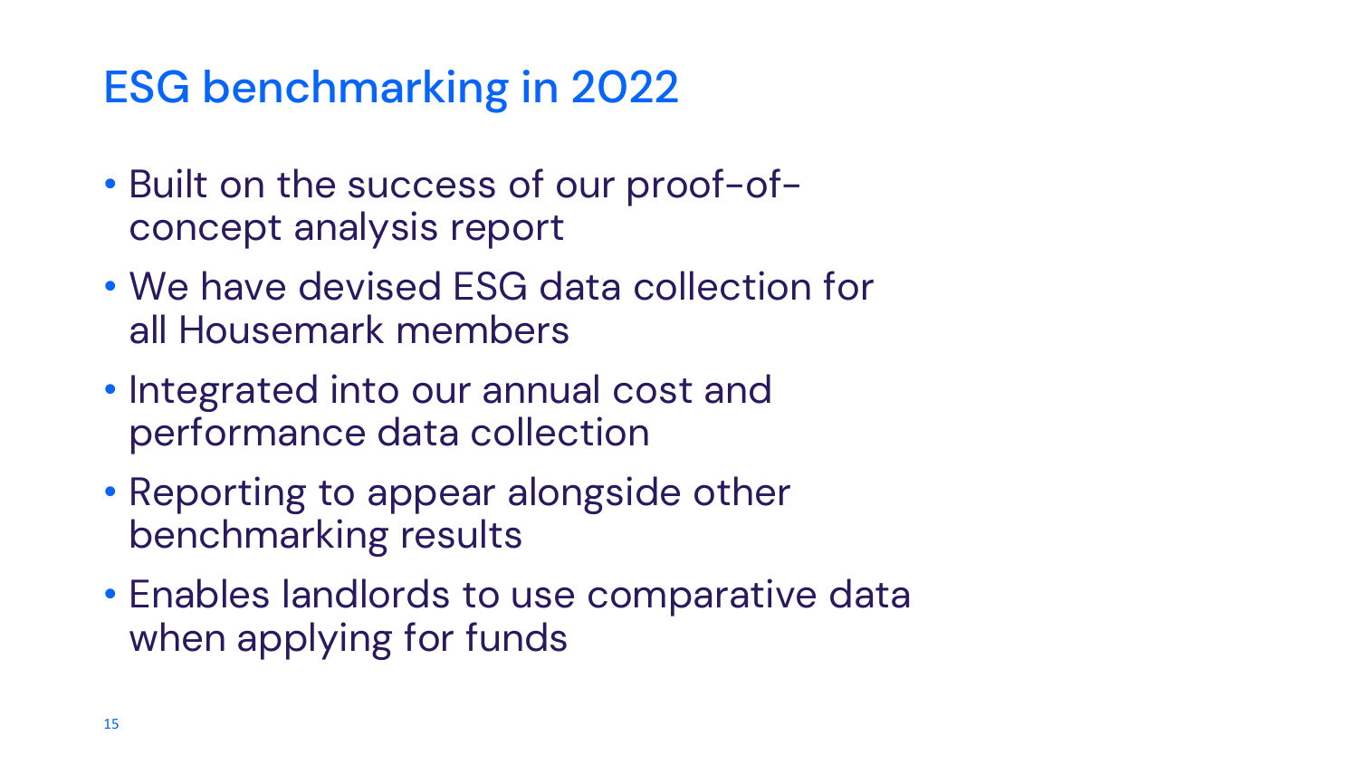# ESG benchmarking in 2022

- Built on the success of our proof-of-concept analysis report
- We have devised ESG data collection for all Housemark members
- Integrated into our annual cost and performance data collection
- Reporting to appear alongside other benchmarking results
- Enables landlords to use comparative data when applying for funds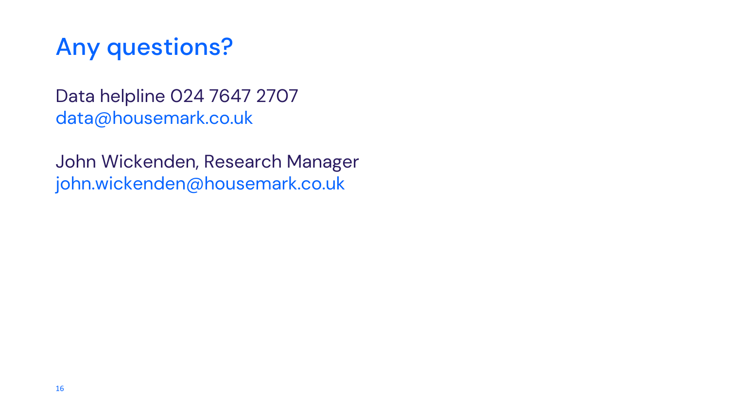# Any questions?

Data helpline 024 7647 2707
data@housemark.co.uk

John Wickenden, Research Manager
john.wickenden@housemark.co.uk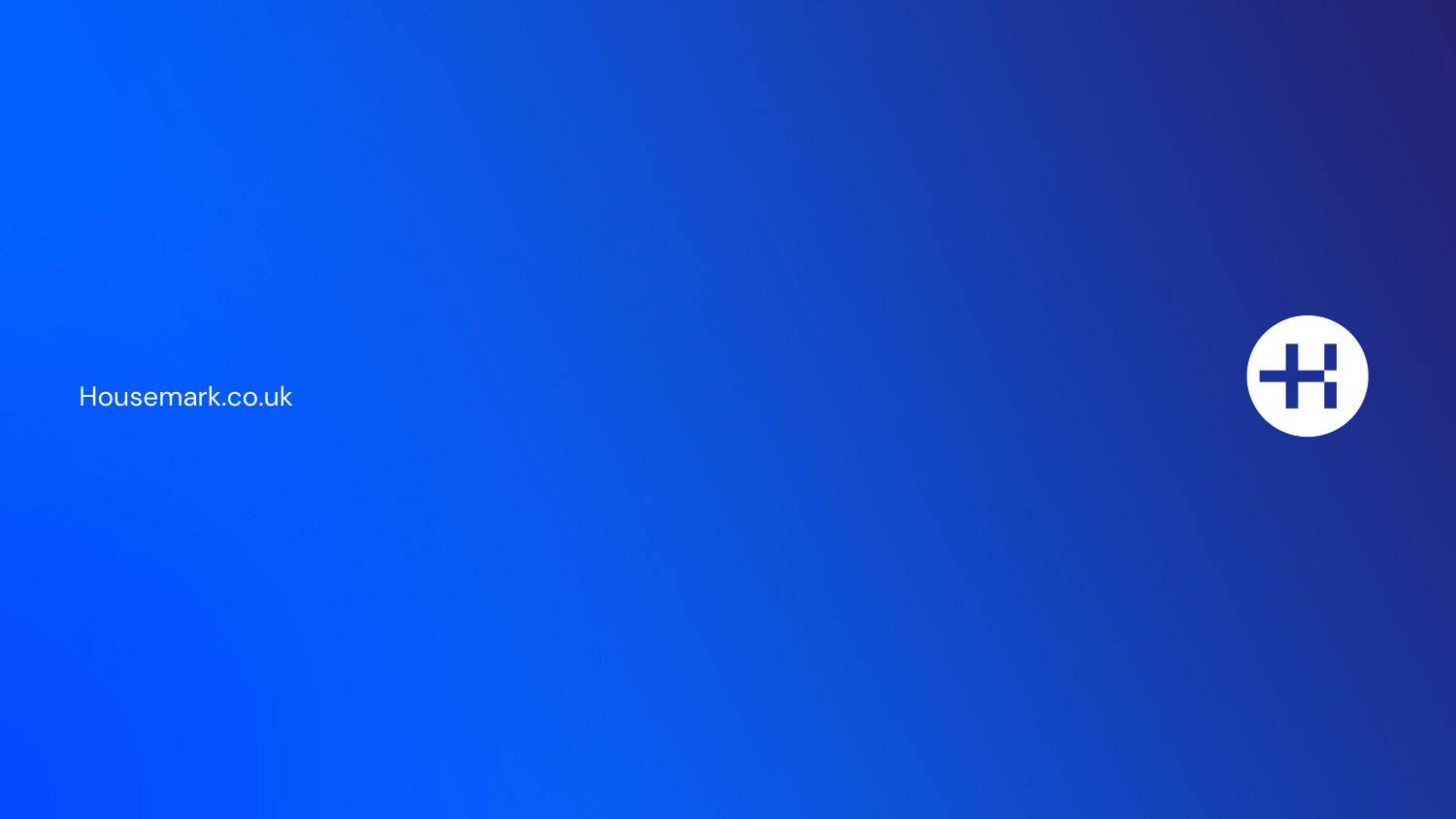Housemark.co.uk